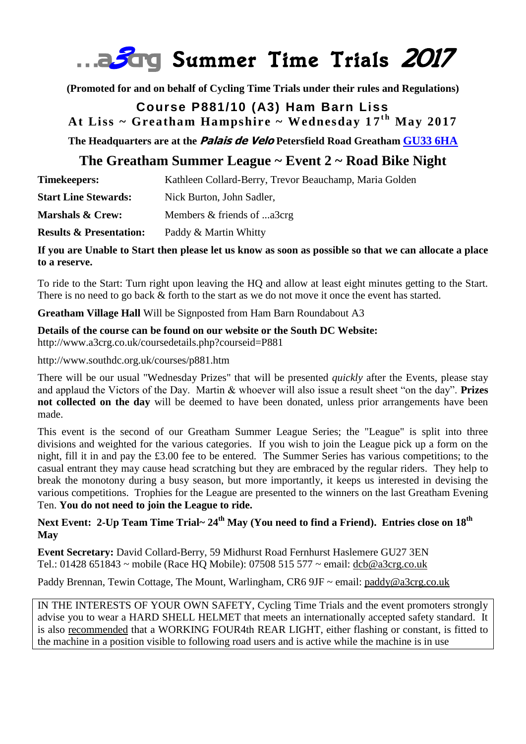# ...a3crg Summer Time Trials 2017

**(Promoted for and on behalf of Cycling Time Trials under their rules and Regulations)**

**Course P881/10 (A3) Ham Barn Liss**
**At Liss ~ Greatham Hampshire ~ Wednesday 17th May 2017**

**The Headquarters are at the *Palais de Velo* Petersfield Road Greatham GU33 6HA**

## The Greatham Summer League ~ Event 2 ~ Road Bike Night

| | |
|---|---|
| **Timekeepers:** | Kathleen Collard-Berry, Trevor Beauchamp, Maria Golden |
| **Start Line Stewards:** | Nick Burton, John Sadler, |
| **Marshals & Crew:** | Members & friends of ...a3crg |
| **Results & Presentation:** | Paddy & Martin Whitty |

**If you are Unable to Start then please let us know as soon as possible so that we can allocate a place to a reserve.**

To ride to the Start: Turn right upon leaving the HQ and allow at least eight minutes getting to the Start. There is no need to go back & forth to the start as we do not move it once the event has started.

**Greatham Village Hall** Will be Signposted from Ham Barn Roundabout A3

**Details of the course can be found on our website or the South DC Website:**
http://www.a3crg.co.uk/coursedetails.php?courseid=P881

http://www.southdc.org.uk/courses/p881.htm

There will be our usual "Wednesday Prizes" that will be presented *quickly* after the Events, please stay and applaud the Victors of the Day. Martin & whoever will also issue a result sheet "on the day". **Prizes not collected on the day** will be deemed to have been donated, unless prior arrangements have been made.

This event is the second of our Greatham Summer League Series; the "League" is split into three divisions and weighted for the various categories. If you wish to join the League pick up a form on the night, fill it in and pay the £3.00 fee to be entered. The Summer Series has various competitions; to the casual entrant they may cause head scratching but they are embraced by the regular riders. They help to break the monotony during a busy season, but more importantly, it keeps us interested in devising the various competitions. Trophies for the League are presented to the winners on the last Greatham Evening Ten. **You do not need to join the League to ride.**

**Next Event: 2-Up Team Time Trial~ 24th May (You need to find a Friend). Entries close on 18th May**

**Event Secretary:** David Collard-Berry, 59 Midhurst Road Fernhurst Haslemere GU27 3EN
Tel.: 01428 651843 ~ mobile (Race HQ Mobile): 07508 515 577 ~ email: dcb@a3crg.co.uk

Paddy Brennan, Tewin Cottage, The Mount, Warlingham, CR6 9JF ~ email: paddy@a3crg.co.uk

IN THE INTERESTS OF YOUR OWN SAFETY, Cycling Time Trials and the event promoters strongly advise you to wear a HARD SHELL HELMET that meets an internationally accepted safety standard. It is also recommended that a WORKING FOUR4th REAR LIGHT, either flashing or constant, is fitted to the machine in a position visible to following road users and is active while the machine is in use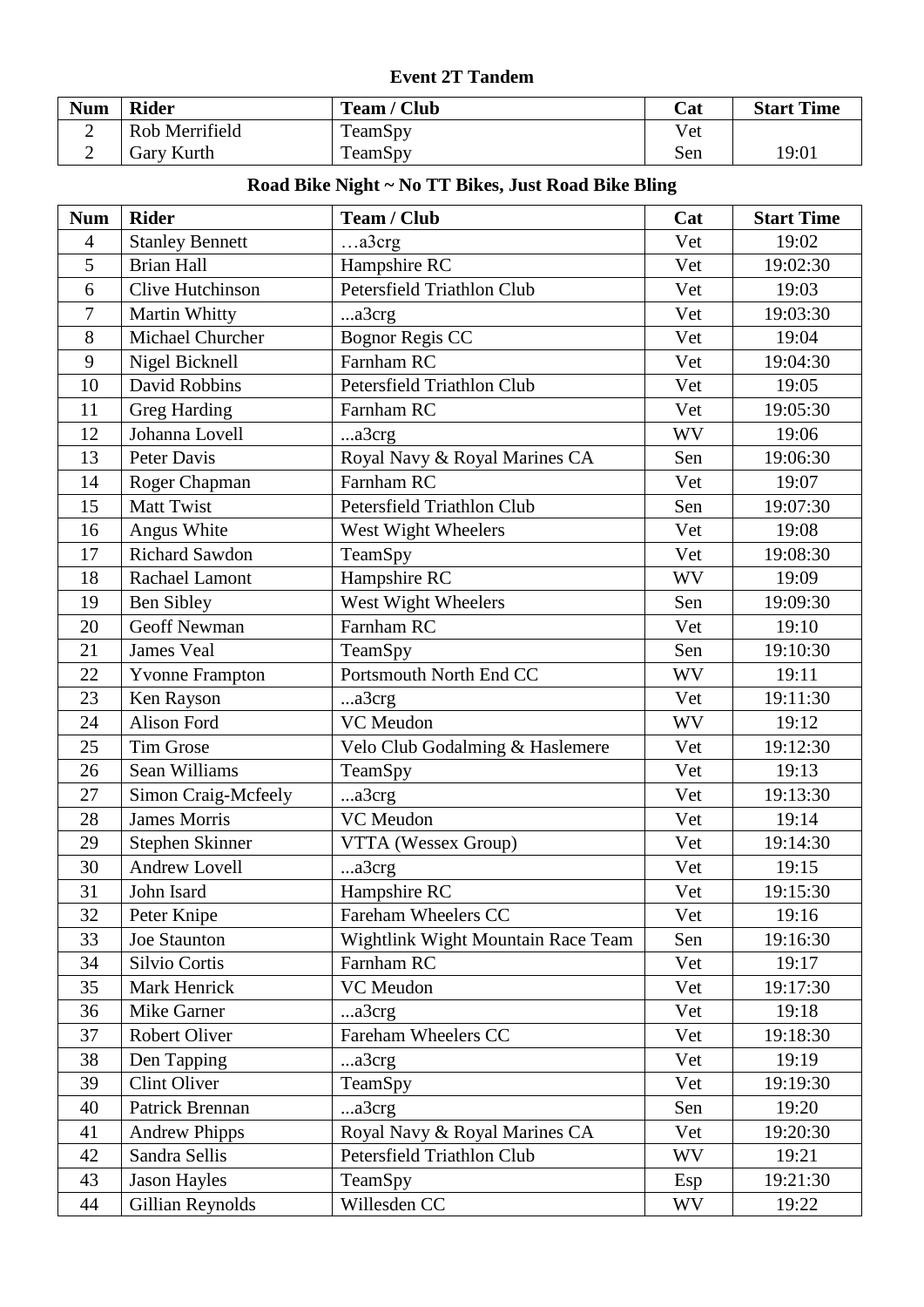**Event 2T Tandem**

| Num | Rider | Team / Club | Cat | Start Time |
|---|---|---|---|---|
| 2 | Rob Merrifield | TeamSpy | Vet | |
| 2 | Gary Kurth | TeamSpy | Sen | 19:01 |

**Road Bike Night ~ No TT Bikes, Just Road Bike Bling**

| Num | Rider | Team / Club | Cat | Start Time |
|---|---|---|---|---|
| 4 | Stanley Bennett | …a3crg | Vet | 19:02 |
| 5 | Brian Hall | Hampshire RC | Vet | 19:02:30 |
| 6 | Clive Hutchinson | Petersfield Triathlon Club | Vet | 19:03 |
| 7 | Martin Whitty | ...a3crg | Vet | 19:03:30 |
| 8 | Michael Churcher | Bognor Regis CC | Vet | 19:04 |
| 9 | Nigel Bicknell | Farnham RC | Vet | 19:04:30 |
| 10 | David Robbins | Petersfield Triathlon Club | Vet | 19:05 |
| 11 | Greg Harding | Farnham RC | Vet | 19:05:30 |
| 12 | Johanna Lovell | ...a3crg | WV | 19:06 |
| 13 | Peter Davis | Royal Navy & Royal Marines CA | Sen | 19:06:30 |
| 14 | Roger Chapman | Farnham RC | Vet | 19:07 |
| 15 | Matt Twist | Petersfield Triathlon Club | Sen | 19:07:30 |
| 16 | Angus White | West Wight Wheelers | Vet | 19:08 |
| 17 | Richard Sawdon | TeamSpy | Vet | 19:08:30 |
| 18 | Rachael Lamont | Hampshire RC | WV | 19:09 |
| 19 | Ben Sibley | West Wight Wheelers | Sen | 19:09:30 |
| 20 | Geoff Newman | Farnham RC | Vet | 19:10 |
| 21 | James Veal | TeamSpy | Sen | 19:10:30 |
| 22 | Yvonne Frampton | Portsmouth North End CC | WV | 19:11 |
| 23 | Ken Rayson | ...a3crg | Vet | 19:11:30 |
| 24 | Alison Ford | VC Meudon | WV | 19:12 |
| 25 | Tim Grose | Velo Club Godalming & Haslemere | Vet | 19:12:30 |
| 26 | Sean Williams | TeamSpy | Vet | 19:13 |
| 27 | Simon Craig-Mcfeely | ...a3crg | Vet | 19:13:30 |
| 28 | James Morris | VC Meudon | Vet | 19:14 |
| 29 | Stephen Skinner | VTTA (Wessex Group) | Vet | 19:14:30 |
| 30 | Andrew Lovell | ...a3crg | Vet | 19:15 |
| 31 | John Isard | Hampshire RC | Vet | 19:15:30 |
| 32 | Peter Knipe | Fareham Wheelers CC | Vet | 19:16 |
| 33 | Joe Staunton | Wightlink Wight Mountain Race Team | Sen | 19:16:30 |
| 34 | Silvio Cortis | Farnham RC | Vet | 19:17 |
| 35 | Mark Henrick | VC Meudon | Vet | 19:17:30 |
| 36 | Mike Garner | ...a3crg | Vet | 19:18 |
| 37 | Robert Oliver | Fareham Wheelers CC | Vet | 19:18:30 |
| 38 | Den Tapping | ...a3crg | Vet | 19:19 |
| 39 | Clint Oliver | TeamSpy | Vet | 19:19:30 |
| 40 | Patrick Brennan | ...a3crg | Sen | 19:20 |
| 41 | Andrew Phipps | Royal Navy & Royal Marines CA | Vet | 19:20:30 |
| 42 | Sandra Sellis | Petersfield Triathlon Club | WV | 19:21 |
| 43 | Jason Hayles | TeamSpy | Esp | 19:21:30 |
| 44 | Gillian Reynolds | Willesden CC | WV | 19:22 |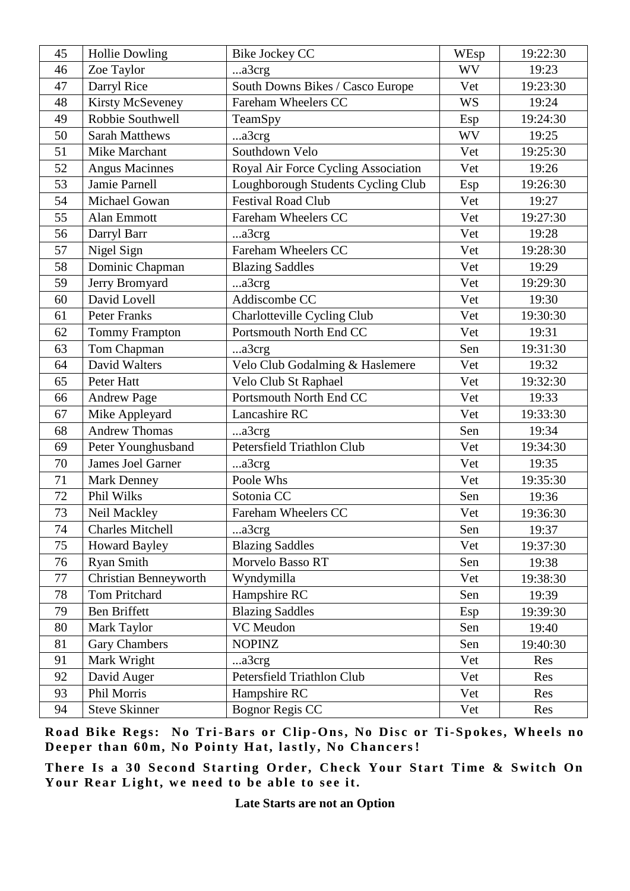| | | | | |
|---|---|---|---|---|
| 45 | Hollie Dowling | Bike Jockey CC | WEsp | 19:22:30 |
| 46 | Zoe Taylor | ...a3crg | WV | 19:23 |
| 47 | Darryl Rice | South Downs Bikes / Casco Europe | Vet | 19:23:30 |
| 48 | Kirsty McSeveney | Fareham Wheelers CC | WS | 19:24 |
| 49 | Robbie Southwell | TeamSpy | Esp | 19:24:30 |
| 50 | Sarah Matthews | ...a3crg | WV | 19:25 |
| 51 | Mike Marchant | Southdown Velo | Vet | 19:25:30 |
| 52 | Angus Macinnes | Royal Air Force Cycling Association | Vet | 19:26 |
| 53 | Jamie Parnell | Loughborough Students Cycling Club | Esp | 19:26:30 |
| 54 | Michael Gowan | Festival Road Club | Vet | 19:27 |
| 55 | Alan Emmott | Fareham Wheelers CC | Vet | 19:27:30 |
| 56 | Darryl Barr | ...a3crg | Vet | 19:28 |
| 57 | Nigel Sign | Fareham Wheelers CC | Vet | 19:28:30 |
| 58 | Dominic Chapman | Blazing Saddles | Vet | 19:29 |
| 59 | Jerry Bromyard | ...a3crg | Vet | 19:29:30 |
| 60 | David Lovell | Addiscombe CC | Vet | 19:30 |
| 61 | Peter Franks | Charlotteville Cycling Club | Vet | 19:30:30 |
| 62 | Tommy Frampton | Portsmouth North End CC | Vet | 19:31 |
| 63 | Tom Chapman | ...a3crg | Sen | 19:31:30 |
| 64 | David Walters | Velo Club Godalming & Haslemere | Vet | 19:32 |
| 65 | Peter Hatt | Velo Club St Raphael | Vet | 19:32:30 |
| 66 | Andrew Page | Portsmouth North End CC | Vet | 19:33 |
| 67 | Mike Appleyard | Lancashire RC | Vet | 19:33:30 |
| 68 | Andrew Thomas | ...a3crg | Sen | 19:34 |
| 69 | Peter Younghusband | Petersfield Triathlon Club | Vet | 19:34:30 |
| 70 | James Joel Garner | ...a3crg | Vet | 19:35 |
| 71 | Mark Denney | Poole Whs | Vet | 19:35:30 |
| 72 | Phil Wilks | Sotonia CC | Sen | 19:36 |
| 73 | Neil Mackley | Fareham Wheelers CC | Vet | 19:36:30 |
| 74 | Charles Mitchell | ...a3crg | Sen | 19:37 |
| 75 | Howard Bayley | Blazing Saddles | Vet | 19:37:30 |
| 76 | Ryan Smith | Morvelo Basso RT | Sen | 19:38 |
| 77 | Christian Benneyworth | Wyndymilla | Vet | 19:38:30 |
| 78 | Tom Pritchard | Hampshire RC | Sen | 19:39 |
| 79 | Ben Briffett | Blazing Saddles | Esp | 19:39:30 |
| 80 | Mark Taylor | VC Meudon | Sen | 19:40 |
| 81 | Gary Chambers | NOPINZ | Sen | 19:40:30 |
| 91 | Mark Wright | ...a3crg | Vet | Res |
| 92 | David Auger | Petersfield Triathlon Club | Vet | Res |
| 93 | Phil Morris | Hampshire RC | Vet | Res |
| 94 | Steve Skinner | Bognor Regis CC | Vet | Res |

**Road Bike Regs: No Tri-Bars or Clip-Ons, No Disc or Ti-Spokes, Wheels no Deeper than 60m, No Pointy Hat, lastly, No Chancers!**

**There Is a 30 Second Starting Order, Check Your Start Time & Switch On Your Rear Light, we need to be able to see it.**

**Late Starts are not an Option**